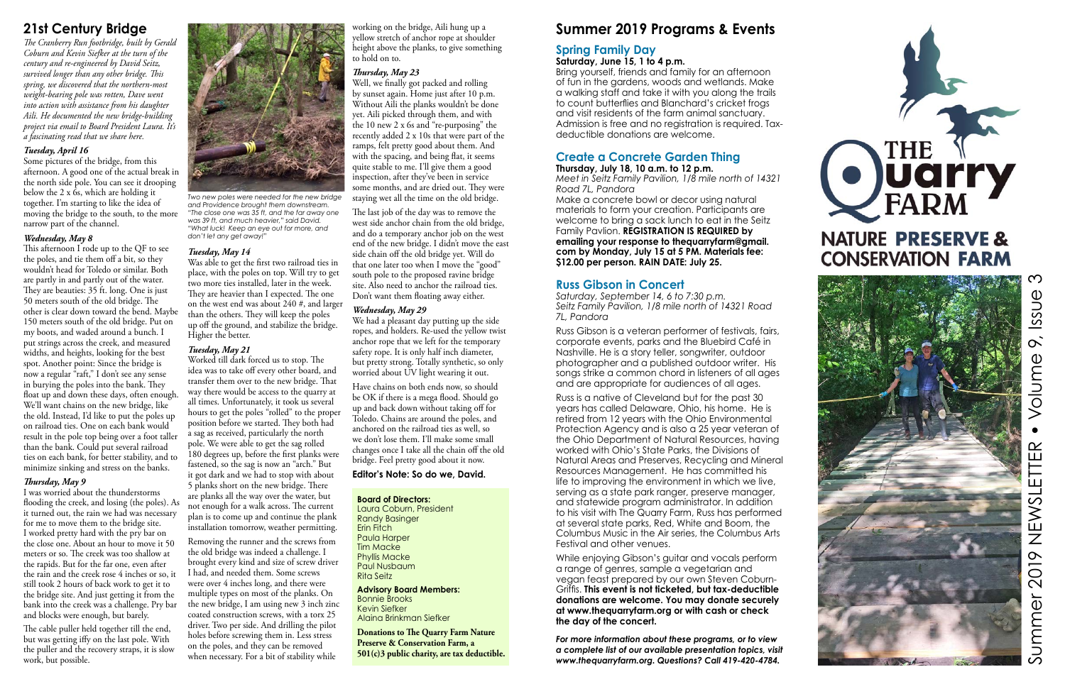# 21st Century Bridge

*The Cranberry Run footbridge, built by Gerald Coburn and Kevin Siefker at the turn of the century and re-engineered by David Seitz, survived longer than any other bridge. This spring, we discovered that the northern-most weight-bearing pole was rotten, Dave went into action with assistance from his daughter Aili. He documented the new bridge-building project via email to Board President Laura. It's a fascinating read that we share here.*

### *Tuesday, April 16*

Some pictures of the bridge, from this afternoon. A good one of the actual break in the north side pole. You can see it drooping below the 2 x 6s, which are holding it together. I'm starting to like the idea of moving the bridge to the south, to the more narrow part of the channel.

### *Wednesday, May 8*

This afternoon I rode up to the QF to see the poles, and tie them off a bit, so they wouldn't head for Toledo or similar. Both are partly in and partly out of the water. They are beauties: 35 ft. long. One is just 50 meters south of the old bridge. The other is clear down toward the bend. Maybe 150 meters south of the old bridge. Put on my boots, and waded around a bunch. I put strings across the creek, and measured widths, and heights, looking for the best spot. Another point: Since the bridge is now a regular "raft," I don't see any sense in burying the poles into the bank. They float up and down these days, often enough. We'll want chains on the new bridge, like the old. Instead, I'd like to put the poles up on railroad ties. One on each bank would result in the pole top being over a foot taller than the bank. Could put several railroad ties on each bank, for better stability, and to minimize sinking and stress on the banks.

### *Thursday, May 9*

I was worried about the thunderstorms flooding the creek, and losing (the poles). As it turned out, the rain we had was necessary for me to move them to the bridge site. I worked pretty hard with the pry bar on the close one. About an hour to move it 50 meters or so. The creek was too shallow at the rapids. But for the far one, even after the rain and the creek rose 4 inches or so, it still took 2 hours of back work to get it to the bridge site. And just getting it from the bank into the creek was a challenge. Pry bar and blocks were enough, but barely.

The cable puller held together till the end, but was getting iffy on the last pole. With the puller and the recovery straps, it is slow work, but possible.

*Two new poles were needed for the new bridge and Providence brought them downstream. "The close one was 35 ft, and the far away one was 39 ft, and much heavier," said David. "What luck! Keep an eye out for more, and don't let any get away!"*

### *Tuesday, May 14*

Was able to get the first two railroad ties in place, with the poles on top. Will try to get two more ties installed, later in the week. They are heavier than I expected. The one on the west end was about 240 #, and larger than the others. They will keep the poles up off the ground, and stabilize the bridge. Higher the better.

### *Tuesday, May 21*

Worked till dark forced us to stop. The idea was to take off every other board, and transfer them over to the new bridge. That way there would be access to the quarry at all times. Unfortunately, it took us several hours to get the poles "rolled" to the proper position before we started. They both had a sag as received, particularly the north pole. We were able to get the sag rolled 180 degrees up, before the first planks were fastened, so the sag is now an "arch." But it got dark and we had to stop with about 5 planks short on the new bridge. There are planks all the way over the water, but not enough for a walk across. The current plan is to come up and continue the plank installation tomorrow, weather permitting.

Removing the runner and the screws from the old bridge was indeed a challenge. I brought every kind and size of screw driver I had, and needed them. Some screws were over 4 inches long, and there were multiple types on most of the planks. On the new bridge, I am using new 3 inch zinc coated construction screws, with a torx 25 driver. Two per side. And drilling the pilot holes before screwing them in. Less stress on the poles, and they can be removed when necessary. For a bit of stability while working on the bridge, Aili hung up a yellow stretch of anchor rope at shoulder height above the planks, to give something to hold on to.

### *Thursday, May 23*

Well, we finally got packed and rolling by sunset again. Home just after 10 p.m. Without Aili the planks wouldn't be done yet. Aili picked through them, and with the 10 new 2 x 6s and "re-purposing" the recently added 2 x 10s that were part of the ramps, felt pretty good about them. And with the spacing, and being flat, it seems quite stable to me. I'll give them a good inspection, after they've been in service some months, and are dried out. They were staying wet all the time on the old bridge.

The last job of the day was to remove the west side anchor chain from the old bridge, and do a temporary anchor job on the west end of the new bridge. I didn't move the east side chain off the old bridge yet. Will do that one later too when I move the "good" south pole to the proposed ravine bridge site. Also need to anchor the railroad ties. Don't want them floating away either.

### *Wednesday, May 29*

We had a pleasant day putting up the side ropes, and holders. Re-used the yellow twist anchor rope that we left for the temporary safety rope. It is only half inch diameter, but pretty strong. Totally synthetic, so only worried about UV light wearing it out.

Have chains on both ends now, so should be OK if there is a mega flood. Should go up and back down without taking off for Toledo. Chains are around the poles, and anchored on the railroad ties as well, so we don't lose them. I'll make some small changes once I take all the chain off the old bridge. Feel pretty good about it now.

**Editor's Note: So do we, David.**

**Board of Directors:**
Laura Coburn, President
Randy Basinger
Erin Fitch
Paula Harper
Tim Macke
Phyllis Macke
Paul Nusbaum
Rita Seitz

**Advisory Board Members:**
Bonnie Brooks
Kevin Siefker
Alaina Brinkman Siefker

**Donations to The Quarry Farm Nature Preserve & Conservation Farm, a 501(c)3 public charity, are tax deductible.**

# Summer 2019 Programs & Events

## Spring Family Day

**Saturday, June 15, 1 to 4 p.m.**

Bring yourself, friends and family for an afternoon of fun in the gardens, woods and wetlands. Make a walking staff and take it with you along the trails to count butterflies and Blanchard's cricket frogs and visit residents of the farm animal sanctuary. Admission is free and no registration is required. Tax-deductible donations are welcome.

## Create a Concrete Garden Thing

**Thursday, July 18, 10 a.m. to 12 p.m.**

*Meet in Seitz Family Pavilion, 1/8 mile north of 14321 Road 7L, Pandora*

Make a concrete bowl or decor using natural materials to form your creation. Participants are welcome to bring a sack lunch to eat in the Seitz Family Pavlion. **REGISTRATION IS REQUIRED by emailing your response to thequarryfarm@gmail.com by Monday, July 15 at 5 PM. Materials fee: $12.00 per person. RAIN DATE: July 25.**

## Russ Gibson in Concert

*Saturday, September 14, 6 to 7:30 p.m.*
*Seitz Family Pavilion, 1/8 mile north of 14321 Road 7L, Pandora*

Russ Gibson is a veteran performer of festivals, fairs, corporate events, parks and the Bluebird Café in Nashville. He is a story teller, songwriter, outdoor photographer and a published outdoor writer. His songs strike a common chord in listeners of all ages and are appropriate for audiences of all ages.

Russ is a native of Cleveland but for the past 30 years has called Delaware, Ohio, his home. He is retired from 12 years with the Ohio Environmental Protection Agency and is also a 25 year veteran of the Ohio Department of Natural Resources, having worked with Ohio's State Parks, the Divisions of Natural Areas and Preserves, Recycling and Mineral Resources Management. He has committed his life to improving the environment in which we live, serving as a state park ranger, preserve manager, and statewide program administrator. In addition to his visit with The Quarry Farm, Russ has performed at several state parks, Red, White and Boom, the Columbus Music in the Air series, the Columbus Arts Festival and other venues.

While enjoying Gibson's guitar and vocals perform a range of genres, sample a vegetarian and vegan feast prepared by our own Steven Coburn-Griffis. **This event is not ticketed, but tax-deductible donations are welcome. You may donate securely at www.thequarryfarm.org or with cash or check the day of the concert.**

***For more information about these programs, or to view a complete list of our available presentation topics, visit www.thequarryfarm.org. Questions? Call 419-420-4784.***

# THE Quarry FARM

## NATURE PRESERVE & CONSERVATION FARM

Summer 2019 NEWSLETTER • Volume 9, Issue 3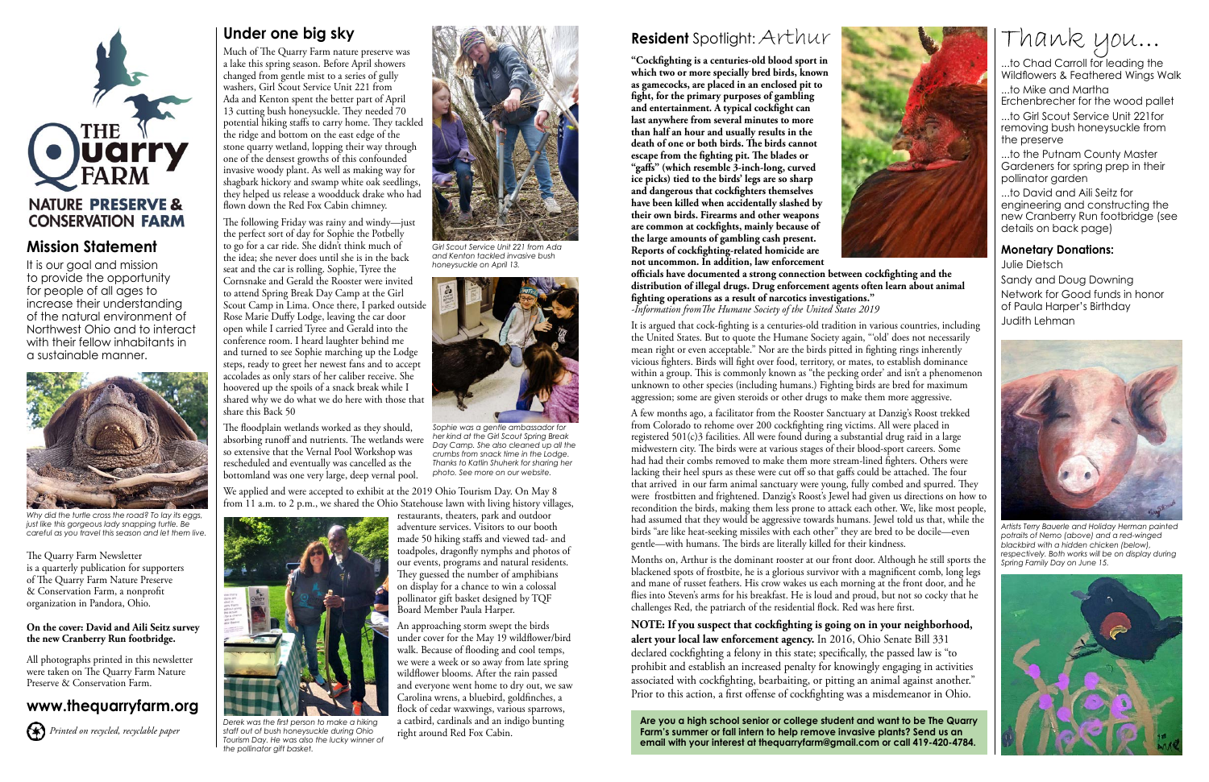# THE Quarry FARM

## NATURE PRESERVE & CONSERVATION FARM

## Mission Statement

It is our goal and mission to provide the opportunity for people of all ages to increase their understanding of the natural environment of Northwest Ohio and to interact with their fellow inhabitants in a sustainable manner.

*Why did the turtle cross the road? To lay its eggs, just like this gorgeous lady snapping turtle. Be careful as you travel this season and let them live.*

The Quarry Farm Newsletter is a quarterly publication for supporters of The Quarry Farm Nature Preserve & Conservation Farm, a nonprofit organization in Pandora, Ohio.

**On the cover: David and Aili Seitz survey the new Cranberry Run footbridge.**

All photographs printed in this newsletter were taken on The Quarry Farm Nature Preserve & Conservation Farm.

## www.thequarryfarm.org

*Printed on recycled, recyclable paper*

## Under one big sky

Much of The Quarry Farm nature preserve was a lake this spring season. Before April showers changed from gentle mist to a series of gully washers, Girl Scout Service Unit 221 from Ada and Kenton spent the better part of April 13 cutting bush honeysuckle. They needed 70 potential hiking staffs to carry home. They tackled the ridge and bottom on the east edge of the stone quarry wetland, lopping their way through one of the densest growths of this confounded invasive woody plant. As well as making way for shagbark hickory and swamp white oak seedlings, they helped us release a woodduck drake who had flown down the Red Fox Cabin chimney.

The following Friday was rainy and windy—just the perfect sort of day for Sophie the Potbelly to go for a car ride. She didn't think much of the idea; she never does until she is in the back seat and the car is rolling. Sophie, Tyree the Cornsnake and Gerald the Rooster were invited to attend Spring Break Day Camp at the Girl Scout Camp in Lima. Once there, I parked outside Rose Marie Duffy Lodge, leaving the car door open while I carried Tyree and Gerald into the conference room. I heard laughter behind me and turned to see Sophie marching up the Lodge steps, ready to greet her newest fans and to accept accolades as only stars of her caliber receive. She hoovered up the spoils of a snack break while I shared why we do what we do here with those that share this Back 50

The floodplain wetlands worked as they should, absorbing runoff and nutrients. The wetlands were so extensive that the Vernal Pool Workshop was rescheduled and eventually was cancelled as the bottomland was one very large, deep vernal pool.

*Girl Scout Service Unit 221 from Ada and Kenton tackled invasive bush honeysuckle on April 13.*

*Sophie was a gentle ambassador for her kind at the Girl Scout Spring Break Day Camp. She also cleaned up all the crumbs from snack time in the Lodge. Thanks to Katlin Shuherk for sharing her photo. See more on our website.*

We applied and were accepted to exhibit at the 2019 Ohio Tourism Day. On May 8 from 11 a.m. to 2 p.m., we shared the Ohio Statehouse lawn with living history villages, restaurants, theaters, park and outdoor adventure services. Visitors to our booth made 50 hiking staffs and viewed tad- and toadpoles, dragonfly nymphs and photos of our events, programs and natural residents. They guessed the number of amphibians on display for a chance to win a colossal pollinator gift basket designed by TQF Board Member Paula Harper.

*Derek was the first person to make a hiking staff out of bush honeysuckle during Ohio Tourism Day. He was also the lucky winner of the pollinator gift basket.*

An approaching storm swept the birds under cover for the May 19 wildflower/bird walk. Because of flooding and cool temps, we were a week or so away from late spring wildflower blooms. After the rain passed and everyone went home to dry out, we saw Carolina wrens, a bluebird, goldfinches, a flock of cedar waxwings, various sparrows, a catbird, cardinals and an indigo bunting right around Red Fox Cabin.

## Resident Spotlight: Arthur

**"Cockfighting is a centuries-old blood sport in which two or more specially bred birds, known as gamecocks, are placed in an enclosed pit to fight, for the primary purposes of gambling and entertainment. A typical cockfight can last anywhere from several minutes to more than half an hour and usually results in the death of one or both birds. The birds cannot escape from the fighting pit. The blades or "gaffs" (which resemble 3-inch-long, curved ice picks) tied to the birds' legs are so sharp and dangerous that cockfighters themselves have been killed when accidentally slashed by their own birds. Firearms and other weapons are common at cockfights, mainly because of the large amounts of gambling cash present. Reports of cockfighting-related homicide are not uncommon. In addition, law enforcement officials have documented a strong connection between cockfighting and the distribution of illegal drugs. Drug enforcement agents often learn about animal fighting operations as a result of narcotics investigations."**

*-Information fromThe Humane Society of the United States 2019*

It is argued that cock-fighting is a centuries-old tradition in various countries, including the United States. But to quote the Humane Society again, "'old' does not necessarily mean right or even acceptable." Nor are the birds pitted in fighting rings inherently vicious fighters. Birds will fight over food, territory, or mates, to establish dominance within a group. This is commonly known as "the pecking order' and isn't a phenomenon unknown to other species (including humans.) Fighting birds are bred for maximum aggression; some are given steroids or other drugs to make them more aggressive.

A few months ago, a facilitator from the Rooster Sanctuary at Danzig's Roost trekked from Colorado to rehome over 200 cockfighting ring victims. All were placed in registered 501(c)3 facilities. All were found during a substantial drug raid in a large midwestern city. The birds were at various stages of their blood-sport careers. Some had had their combs removed to make them more stream-lined fighters. Others were lacking their heel spurs as these were cut off so that gaffs could be attached. The four that arrived in our farm animal sanctuary were young, fully combed and spurred. They were frostbitten and frightened. Danzig's Roost's Jewel had given us directions on how to recondition the birds, making them less prone to attack each other. We, like most people, had assumed that they would be aggressive towards humans. Jewel told us that, while the birds "are like heat-seeking missiles with each other" they are bred to be docile—even gentle—with humans. The birds are literally killed for their kindness.

Months on, Arthur is the dominant rooster at our front door. Although he still sports the blackened spots of frostbite, he is a glorious survivor with a magnificent comb, long legs and mane of russet feathers. His crow wakes us each morning at the front door, and he flies into Steven's arms for his breakfast. He is loud and proud, but not so cocky that he challenges Red, the patriarch of the residential flock. Red was here first.

**NOTE: If you suspect that cockfighting is going on in your neighborhood, alert your local law enforcement agency.** In 2016, Ohio Senate Bill 331 declared cockfighting a felony in this state; specifically, the passed law is "to prohibit and establish an increased penalty for knowingly engaging in activities associated with cockfighting, bearbaiting, or pitting an animal against another." Prior to this action, a first offense of cockfighting was a misdemeanor in Ohio.

**Are you a high school senior or college student and want to be The Quarry Farm's summer or fall intern to help remove invasive plants? Send us an email with your interest at thequarryfarm@gmail.com or call 419-420-4784.**

## Thank you...

...to Chad Carroll for leading the Wildflowers & Feathered Wings Walk

...to Mike and Martha Erchenbrecher for the wood pallet

...to Girl Scout Service Unit 221for removing bush honeysuckle from the preserve

...to the Putnam County Master Gardeners for spring prep in their pollinator garden

...to David and Aili Seitz for engineering and constructing the new Cranberry Run footbridge (see details on back page)

### Monetary Donations:

Julie Dietsch

Sandy and Doug Downing

Network for Good funds in honor of Paula Harper's Birthday

Judith Lehman

*Artists Terry Bauerle and Holiday Herman painted potraits of Nemo (above) and a red-winged blackbird with a hidden chicken (below), respectively. Both works will be on display during Spring Family Day on June 15.*